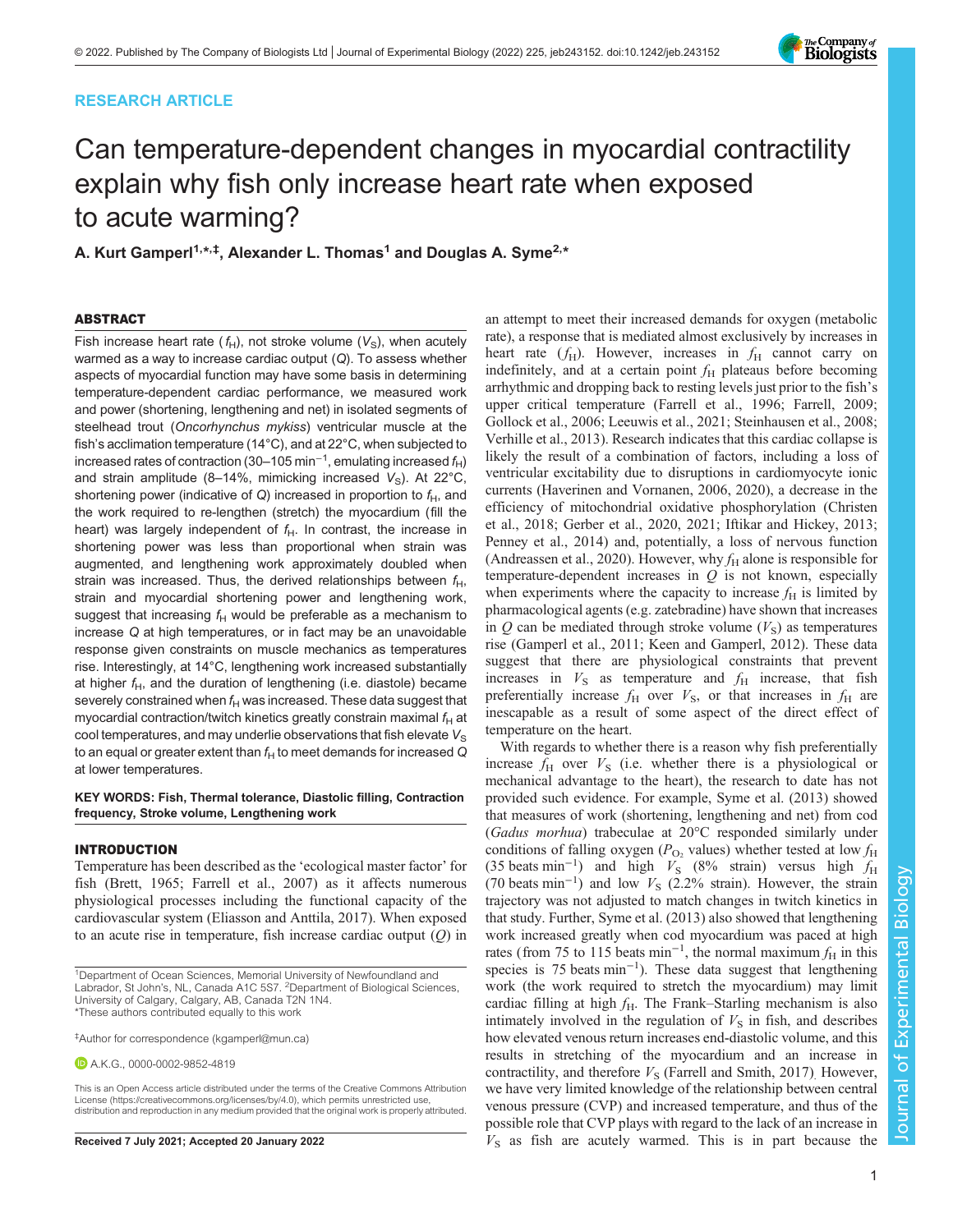RESEARCH ARTICLE

# Can temperature-dependent changes in myocardial contractility explain why fish only increase heart rate when exposed to acute warming?

A. Kurt Gamperl[1,*,‡], Alexander L. Thomas[1] and Douglas A. Syme[2,*]

## ABSTRACT

Fish increase heart rate ($f_H$), not stroke volume ($V_S$), when acutely warmed as a way to increase cardiac output ($Q$). To assess whether aspects of myocardial function may have some basis in determining temperature-dependent cardiac performance, we measured work and power (shortening, lengthening and net) in isolated segments of steelhead trout (*Oncorhynchus mykiss*) ventricular muscle at the fish's acclimation temperature (14°C), and at 22°C, when subjected to increased rates of contraction (30–105 min$^{-1}$, emulating increased $f_H$) and strain amplitude (8–14%, mimicking increased $V_S$). At 22°C, shortening power (indicative of $Q$) increased in proportion to $f_H$, and the work required to re-lengthen (stretch) the myocardium (fill the heart) was largely independent of $f_H$. In contrast, the increase in shortening power was less than proportional when strain was augmented, and lengthening work approximately doubled when strain was increased. Thus, the derived relationships between $f_H$, strain and myocardial shortening power and lengthening work, suggest that increasing $f_H$ would be preferable as a mechanism to increase $Q$ at high temperatures, or in fact may be an unavoidable response given constraints on muscle mechanics as temperatures rise. Interestingly, at 14°C, lengthening work increased substantially at higher $f_H$, and the duration of lengthening (i.e. diastole) became severely constrained when $f_H$ was increased. These data suggest that myocardial contraction/twitch kinetics greatly constrain maximal $f_H$ at cool temperatures, and may underlie observations that fish elevate $V_S$ to an equal or greater extent than $f_H$ to meet demands for increased $Q$ at lower temperatures.

**KEY WORDS:** Fish, Thermal tolerance, Diastolic filling, Contraction frequency, Stroke volume, Lengthening work

## INTRODUCTION

Temperature has been described as the 'ecological master factor' for fish (Brett, 1965; Farrell et al., 2007) as it affects numerous physiological processes including the functional capacity of the cardiovascular system (Eliasson and Anttila, 2017). When exposed to an acute rise in temperature, fish increase cardiac output ($Q$) in an attempt to meet their increased demands for oxygen (metabolic rate), a response that is mediated almost exclusively by increases in heart rate ($f_H$). However, increases in $f_H$ cannot carry on indefinitely, and at a certain point $f_H$ plateaus before becoming arrhythmic and dropping back to resting levels just prior to the fish's upper critical temperature (Farrell et al., 1996; Farrell, 2009; Gollock et al., 2006; Leeuwis et al., 2021; Steinhausen et al., 2008; Verhille et al., 2013). Research indicates that this cardiac collapse is likely the result of a combination of factors, including a loss of ventricular excitability due to disruptions in cardiomyocyte ionic currents (Haverinen and Vornanen, 2006, 2020), a decrease in the efficiency of mitochondrial oxidative phosphorylation (Christen et al., 2018; Gerber et al., 2020, 2021; Iftikar and Hickey, 2013; Penney et al., 2014) and, potentially, a loss of nervous function (Andreassen et al., 2020). However, why $f_H$ alone is responsible for temperature-dependent increases in $Q$ is not known, especially when experiments where the capacity to increase $f_H$ is limited by pharmacological agents (e.g. zatebradine) have shown that increases in $Q$ can be mediated through stroke volume ($V_S$) as temperatures rise (Gamperl et al., 2011; Keen and Gamperl, 2012). These data suggest that there are physiological constraints that prevent increases in $V_S$ as temperature and $f_H$ increase, that fish preferentially increase $f_H$ over $V_S$, or that increases in $f_H$ are inescapable as a result of some aspect of the direct effect of temperature on the heart.

With regards to whether there is a reason why fish preferentially increase $f_H$ over $V_S$ (i.e. whether there is a physiological or mechanical advantage to the heart), the research to date has not provided such evidence. For example, Syme et al. (2013) showed that measures of work (shortening, lengthening and net) from cod (*Gadus morhua*) trabeculae at 20°C responded similarly under conditions of falling oxygen ($P_{O_2}$ values) whether tested at low $f_H$ (35 beats min$^{-1}$) and high $V_S$ (8% strain) versus high $f_H$ (70 beats min$^{-1}$) and low $V_S$ (2.2% strain). However, the strain trajectory was not adjusted to match changes in twitch kinetics in that study. Further, Syme et al. (2013) also showed that lengthening work increased greatly when cod myocardium was paced at high rates (from 75 to 115 beats min$^{-1}$, the normal maximum $f_H$ in this species is 75 beats min$^{-1}$). These data suggest that lengthening work (the work required to stretch the myocardium) may limit cardiac filling at high $f_H$. The Frank–Starling mechanism is also intimately involved in the regulation of $V_S$ in fish, and describes how elevated venous return increases end-diastolic volume, and this results in stretching of the myocardium and an increase in contractility, and therefore $V_S$ (Farrell and Smith, 2017). However, we have very limited knowledge of the relationship between central venous pressure (CVP) and increased temperature, and thus of the possible role that CVP plays with regard to the lack of an increase in $V_S$ as fish are acutely warmed. This is in part because the

[1]Department of Ocean Sciences, Memorial University of Newfoundland and Labrador, St John's, NL, Canada A1C 5S7. [2]Department of Biological Sciences, University of Calgary, Calgary, AB, Canada T2N 1N4.
*These authors contributed equally to this work

‡Author for correspondence (kgamperl@mun.ca)

A.K.G., 0000-0002-9852-4819

This is an Open Access article distributed under the terms of the Creative Commons Attribution License (https://creativecommons.org/licenses/by/4.0), which permits unrestricted use, distribution and reproduction in any medium provided that the original work is properly attributed.

Received 7 July 2021; Accepted 20 January 2022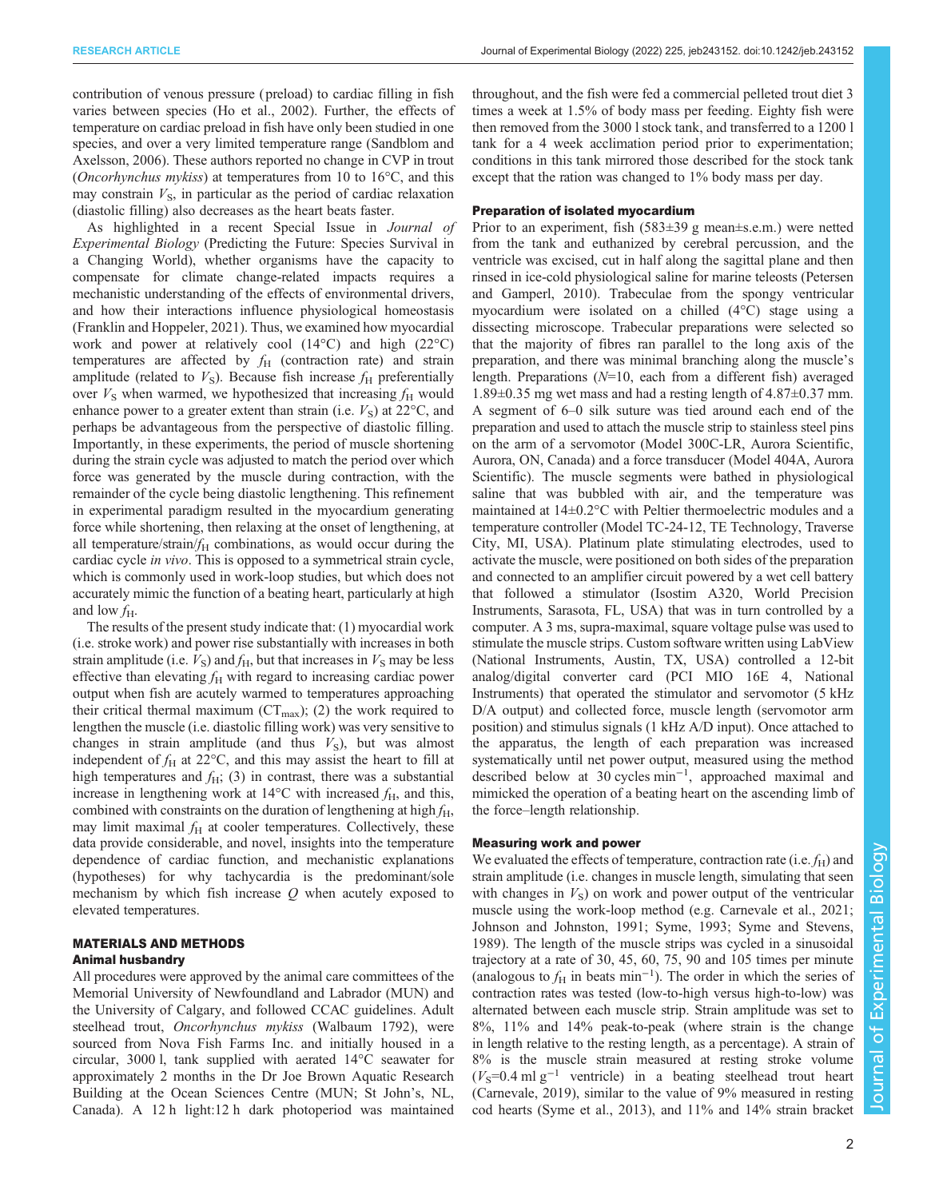contribution of venous pressure (preload) to cardiac filling in fish varies between species (Ho et al., 2002). Further, the effects of temperature on cardiac preload in fish have only been studied in one species, and over a very limited temperature range (Sandblom and Axelsson, 2006). These authors reported no change in CVP in trout (*Oncorhynchus mykiss*) at temperatures from 10 to 16°C, and this may constrain $V_S$, in particular as the period of cardiac relaxation (diastolic filling) also decreases as the heart beats faster.

As highlighted in a recent Special Issue in *Journal of Experimental Biology* (Predicting the Future: Species Survival in a Changing World), whether organisms have the capacity to compensate for climate change-related impacts requires a mechanistic understanding of the effects of environmental drivers, and how their interactions influence physiological homeostasis (Franklin and Hoppeler, 2021). Thus, we examined how myocardial work and power at relatively cool (14°C) and high (22°C) temperatures are affected by $f_H$ (contraction rate) and strain amplitude (related to $V_S$). Because fish increase $f_H$ preferentially over $V_S$ when warmed, we hypothesized that increasing $f_H$ would enhance power to a greater extent than strain (i.e. $V_S$) at 22°C, and perhaps be advantageous from the perspective of diastolic filling. Importantly, in these experiments, the period of muscle shortening during the strain cycle was adjusted to match the period over which force was generated by the muscle during contraction, with the remainder of the cycle being diastolic lengthening. This refinement in experimental paradigm resulted in the myocardium generating force while shortening, then relaxing at the onset of lengthening, at all temperature/strain/$f_H$ combinations, as would occur during the cardiac cycle *in vivo*. This is opposed to a symmetrical strain cycle, which is commonly used in work-loop studies, but which does not accurately mimic the function of a beating heart, particularly at high and low $f_H$.

The results of the present study indicate that: (1) myocardial work (i.e. stroke work) and power rise substantially with increases in both strain amplitude (i.e. $V_S$) and $f_H$, but that increases in $V_S$ may be less effective than elevating $f_H$ with regard to increasing cardiac power output when fish are acutely warmed to temperatures approaching their critical thermal maximum ($CT_{max}$); (2) the work required to lengthen the muscle (i.e. diastolic filling work) was very sensitive to changes in strain amplitude (and thus $V_S$), but was almost independent of $f_H$ at 22°C, and this may assist the heart to fill at high temperatures and $f_H$; (3) in contrast, there was a substantial increase in lengthening work at 14°C with increased $f_H$, and this, combined with constraints on the duration of lengthening at high $f_H$, may limit maximal $f_H$ at cooler temperatures. Collectively, these data provide considerable, and novel, insights into the temperature dependence of cardiac function, and mechanistic explanations (hypotheses) for why tachycardia is the predominant/sole mechanism by which fish increase $Q$ when acutely exposed to elevated temperatures.

## MATERIALS AND METHODS

### Animal husbandry

All procedures were approved by the animal care committees of the Memorial University of Newfoundland and Labrador (MUN) and the University of Calgary, and followed CCAC guidelines. Adult steelhead trout, *Oncorhynchus mykiss* (Walbaum 1792), were sourced from Nova Fish Farms Inc. and initially housed in a circular, 3000 l, tank supplied with aerated 14°C seawater for approximately 2 months in the Dr Joe Brown Aquatic Research Building at the Ocean Sciences Centre (MUN; St John's, NL, Canada). A 12 h light:12 h dark photoperiod was maintained throughout, and the fish were fed a commercial pelleted trout diet 3 times a week at 1.5% of body mass per feeding. Eighty fish were then removed from the 3000 l stock tank, and transferred to a 1200 l tank for a 4 week acclimation period prior to experimentation; conditions in this tank mirrored those described for the stock tank except that the ration was changed to 1% body mass per day.

### Preparation of isolated myocardium

Prior to an experiment, fish (583±39 g mean±s.e.m.) were netted from the tank and euthanized by cerebral percussion, and the ventricle was excised, cut in half along the sagittal plane and then rinsed in ice-cold physiological saline for marine teleosts (Petersen and Gamperl, 2010). Trabeculae from the spongy ventricular myocardium were isolated on a chilled (4°C) stage using a dissecting microscope. Trabecular preparations were selected so that the majority of fibres ran parallel to the long axis of the preparation, and there was minimal branching along the muscle's length. Preparations ($N$=10, each from a different fish) averaged 1.89±0.35 mg wet mass and had a resting length of 4.87±0.37 mm. A segment of 6–0 silk suture was tied around each end of the preparation and used to attach the muscle strip to stainless steel pins on the arm of a servomotor (Model 300C-LR, Aurora Scientific, Aurora, ON, Canada) and a force transducer (Model 404A, Aurora Scientific). The muscle segments were bathed in physiological saline that was bubbled with air, and the temperature was maintained at 14±0.2°C with Peltier thermoelectric modules and a temperature controller (Model TC-24-12, TE Technology, Traverse City, MI, USA). Platinum plate stimulating electrodes, used to activate the muscle, were positioned on both sides of the preparation and connected to an amplifier circuit powered by a wet cell battery that followed a stimulator (Isostim A320, World Precision Instruments, Sarasota, FL, USA) that was in turn controlled by a computer. A 3 ms, supra-maximal, square voltage pulse was used to stimulate the muscle strips. Custom software written using LabView (National Instruments, Austin, TX, USA) controlled a 12-bit analog/digital converter card (PCI MIO 16E 4, National Instruments) that operated the stimulator and servomotor (5 kHz D/A output) and collected force, muscle length (servomotor arm position) and stimulus signals (1 kHz A/D input). Once attached to the apparatus, the length of each preparation was increased systematically until net power output, measured using the method described below at 30 cycles $min^{-1}$, approached maximal and mimicked the operation of a beating heart on the ascending limb of the force–length relationship.

### Measuring work and power

We evaluated the effects of temperature, contraction rate (i.e. $f_H$) and strain amplitude (i.e. changes in muscle length, simulating that seen with changes in $V_S$) on work and power output of the ventricular muscle using the work-loop method (e.g. Carnevale et al., 2021; Johnson and Johnston, 1991; Syme, 1993; Syme and Stevens, 1989). The length of the muscle strips was cycled in a sinusoidal trajectory at a rate of 30, 45, 60, 75, 90 and 105 times per minute (analogous to $f_H$ in beats $min^{-1}$). The order in which the series of contraction rates was tested (low-to-high versus high-to-low) was alternated between each muscle strip. Strain amplitude was set to 8%, 11% and 14% peak-to-peak (where strain is the change in length relative to the resting length, as a percentage). A strain of 8% is the muscle strain measured at resting stroke volume ($V_S$=0.4 ml $g^{-1}$ ventricle) in a beating steelhead trout heart (Carnevale, 2019), similar to the value of 9% measured in resting cod hearts (Syme et al., 2013), and 11% and 14% strain bracket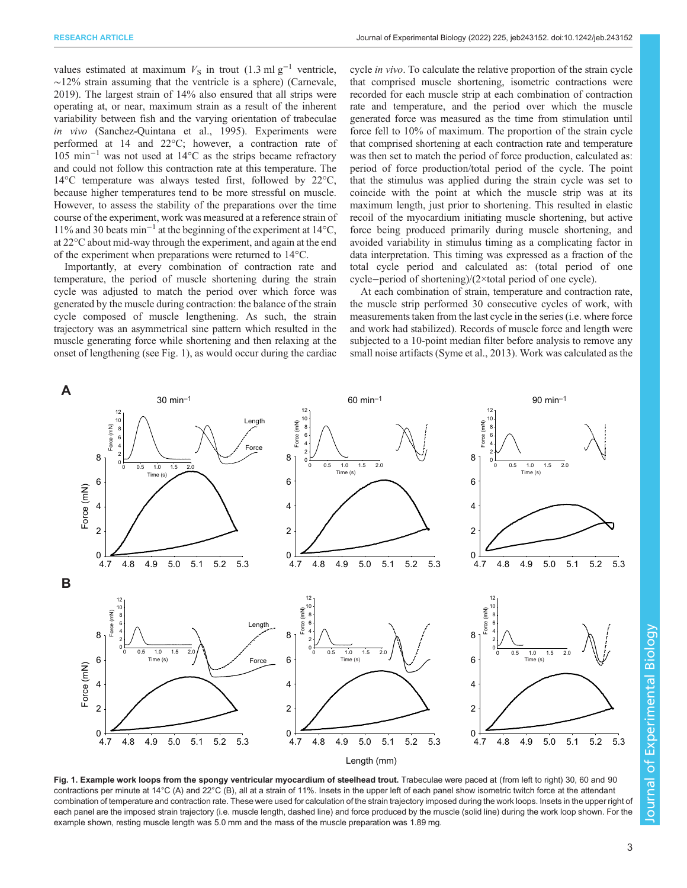values estimated at maximum $V_S$ in trout (1.3 ml $g^{-1}$ ventricle, ~12% strain assuming that the ventricle is a sphere) (Carnevale, 2019). The largest strain of 14% also ensured that all strips were operating at, or near, maximum strain as a result of the inherent variability between fish and the varying orientation of trabeculae *in vivo* (Sanchez-Quintana et al., 1995). Experiments were performed at 14 and 22°C; however, a contraction rate of 105 $min^{-1}$ was not used at 14°C as the strips became refractory and could not follow this contraction rate at this temperature. The 14°C temperature was always tested first, followed by 22°C, because higher temperatures tend to be more stressful on muscle. However, to assess the stability of the preparations over the time course of the experiment, work was measured at a reference strain of 11% and 30 beats $min^{-1}$ at the beginning of the experiment at 14°C, at 22°C about mid-way through the experiment, and again at the end of the experiment when preparations were returned to 14°C.

Importantly, at every combination of contraction rate and temperature, the period of muscle shortening during the strain cycle was adjusted to match the period over which force was generated by the muscle during contraction: the balance of the strain cycle composed of muscle lengthening. As such, the strain trajectory was an asymmetrical sine pattern which resulted in the muscle generating force while shortening and then relaxing at the onset of lengthening (see Fig. 1), as would occur during the cardiac cycle *in vivo*. To calculate the relative proportion of the strain cycle that comprised muscle shortening, isometric contractions were recorded for each muscle strip at each combination of contraction rate and temperature, and the period over which the muscle generated force was measured as the time from stimulation until force fell to 10% of maximum. The proportion of the strain cycle that comprised shortening at each contraction rate and temperature was then set to match the period of force production, calculated as: period of force production/total period of the cycle. The point that the stimulus was applied during the strain cycle was set to coincide with the point at which the muscle strip was at its maximum length, just prior to shortening. This resulted in elastic recoil of the myocardium initiating muscle shortening, but active force being produced primarily during muscle shortening, and avoided variability in stimulus timing as a complicating factor in data interpretation. This timing was expressed as a fraction of the total cycle period and calculated as: (total period of one cycle−period of shortening)/(2×total period of one cycle).

At each combination of strain, temperature and contraction rate, the muscle strip performed 30 consecutive cycles of work, with measurements taken from the last cycle in the series (i.e. where force and work had stabilized). Records of muscle force and length were subjected to a 10-point median filter before analysis to remove any small noise artifacts (Syme et al., 2013). Work was calculated as the

**Fig. 1. Example work loops from the spongy ventricular myocardium of steelhead trout.** Trabeculae were paced at (from left to right) 30, 60 and 90 contractions per minute at 14°C (A) and 22°C (B), all at a strain of 11%. Insets in the upper left of each panel show isometric twitch force at the attendant combination of temperature and contraction rate. These were used for calculation of the strain trajectory imposed during the work loops. Insets in the upper right of each panel are the imposed strain trajectory (i.e. muscle length, dashed line) and force produced by the muscle (solid line) during the work loop shown. For the example shown, resting muscle length was 5.0 mm and the mass of the muscle preparation was 1.89 mg.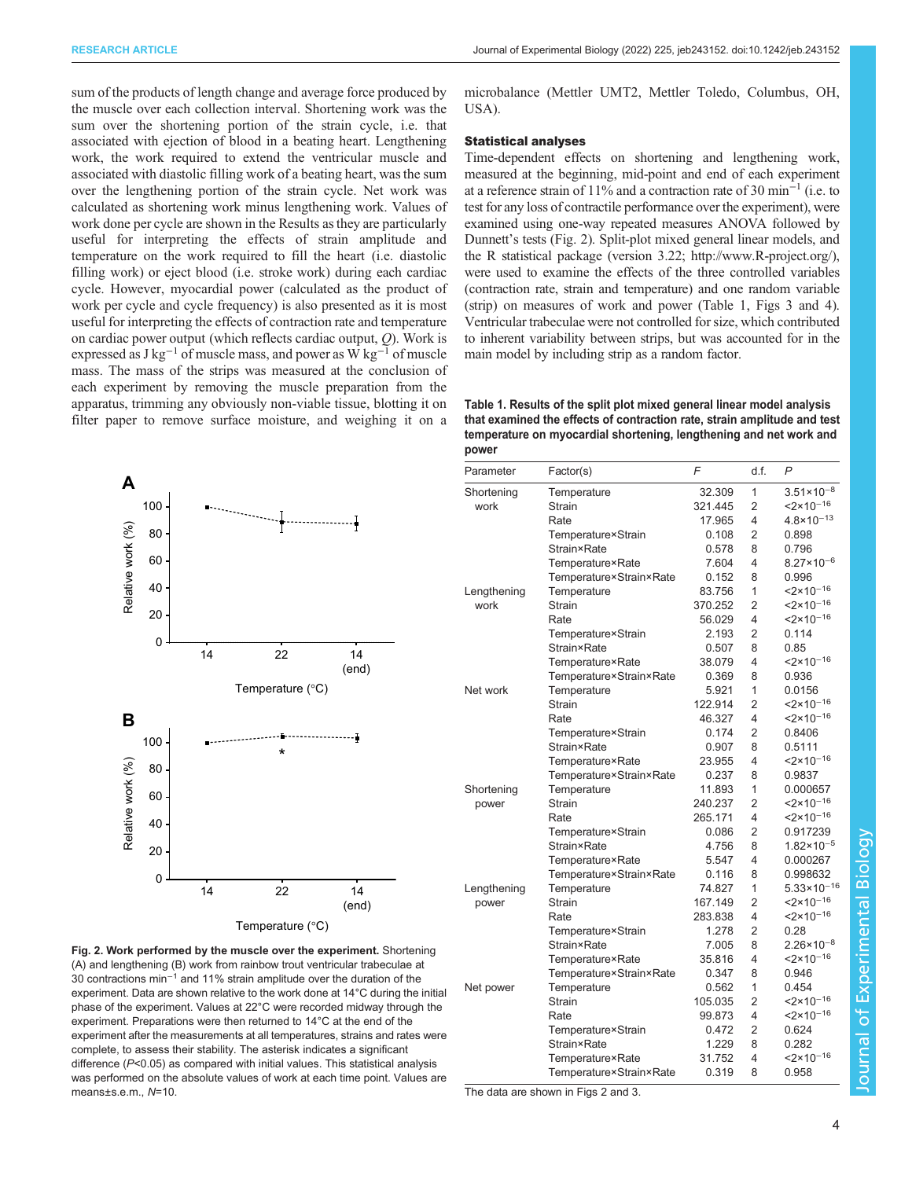sum of the products of length change and average force produced by the muscle over each collection interval. Shortening work was the sum over the shortening portion of the strain cycle, i.e. that associated with ejection of blood in a beating heart. Lengthening work, the work required to extend the ventricular muscle and associated with diastolic filling work of a beating heart, was the sum over the lengthening portion of the strain cycle. Net work was calculated as shortening work minus lengthening work. Values of work done per cycle are shown in the Results as they are particularly useful for interpreting the effects of strain amplitude and temperature on the work required to fill the heart (i.e. diastolic filling work) or eject blood (i.e. stroke work) during each cardiac cycle. However, myocardial power (calculated as the product of work per cycle and cycle frequency) is also presented as it is most useful for interpreting the effects of contraction rate and temperature on cardiac power output (which reflects cardiac output, $Q$). Work is expressed as J kg$^{-1}$ of muscle mass, and power as W kg$^{-1}$ of muscle mass. The mass of the strips was measured at the conclusion of each experiment by removing the muscle preparation from the apparatus, trimming any obviously non-viable tissue, blotting it on filter paper to remove surface moisture, and weighing it on a microbalance (Mettler UMT2, Mettler Toledo, Columbus, OH, USA).

**Fig. 2. Work performed by the muscle over the experiment.** Shortening (A) and lengthening (B) work from rainbow trout ventricular trabeculae at 30 contractions min$^{-1}$ and 11% strain amplitude over the duration of the experiment. Data are shown relative to the work done at 14°C during the initial phase of the experiment. Values at 22°C were recorded midway through the experiment. Preparations were then returned to 14°C at the end of the experiment after the measurements at all temperatures, strains and rates were complete, to assess their stability. The asterisk indicates a significant difference ($P$<0.05) as compared with initial values. This statistical analysis was performed on the absolute values of work at each time point. Values are means±s.e.m., $N$=10.

### Statistical analyses

Time-dependent effects on shortening and lengthening work, measured at the beginning, mid-point and end of each experiment at a reference strain of 11% and a contraction rate of 30 min$^{-1}$ (i.e. to test for any loss of contractile performance over the experiment), were examined using one-way repeated measures ANOVA followed by Dunnett's tests (Fig. 2). Split-plot mixed general linear models, and the R statistical package (version 3.22; http://www.R-project.org/), were used to examine the effects of the three controlled variables (contraction rate, strain and temperature) and one random variable (strip) on measures of work and power (Table 1, Figs 3 and 4). Ventricular trabeculae were not controlled for size, which contributed to inherent variability between strips, but was accounted for in the main model by including strip as a random factor.

**Table 1. Results of the split plot mixed general linear model analysis that examined the effects of contraction rate, strain amplitude and test temperature on myocardial shortening, lengthening and net work and power**

| Parameter | Factor(s) | $F$ | d.f. | $P$ |
|---|---|---|---|---|
| Shortening work | Temperature | 32.309 | 1 | $3.51\times10^{-8}$ |
| | Strain | 321.445 | 2 | $<2\times10^{-16}$ |
| | Rate | 17.965 | 4 | $4.8\times10^{-13}$ |
| | Temperature×Strain | 0.108 | 2 | 0.898 |
| | Strain×Rate | 0.578 | 8 | 0.796 |
| | Temperature×Rate | 7.604 | 4 | $8.27\times10^{-6}$ |
| | Temperature×Strain×Rate | 0.152 | 8 | 0.996 |
| Lengthening work | Temperature | 83.756 | 1 | $<2\times10^{-16}$ |
| | Strain | 370.252 | 2 | $<2\times10^{-16}$ |
| | Rate | 56.029 | 4 | $<2\times10^{-16}$ |
| | Temperature×Strain | 2.193 | 2 | 0.114 |
| | Strain×Rate | 0.507 | 8 | 0.85 |
| | Temperature×Rate | 38.079 | 4 | $<2\times10^{-16}$ |
| | Temperature×Strain×Rate | 0.369 | 8 | 0.936 |
| Net work | Temperature | 5.921 | 1 | 0.0156 |
| | Strain | 122.914 | 2 | $<2\times10^{-16}$ |
| | Rate | 46.327 | 4 | $<2\times10^{-16}$ |
| | Temperature×Strain | 0.174 | 2 | 0.8406 |
| | Strain×Rate | 0.907 | 8 | 0.5111 |
| | Temperature×Rate | 23.955 | 4 | $<2\times10^{-16}$ |
| | Temperature×Strain×Rate | 0.237 | 8 | 0.9837 |
| Shortening power | Temperature | 11.893 | 1 | 0.000657 |
| | Strain | 240.237 | 2 | $<2\times10^{-16}$ |
| | Rate | 265.171 | 4 | $<2\times10^{-16}$ |
| | Temperature×Strain | 0.086 | 2 | 0.917239 |
| | Strain×Rate | 4.756 | 8 | $1.82\times10^{-5}$ |
| | Temperature×Rate | 5.547 | 4 | 0.000267 |
| | Temperature×Strain×Rate | 0.116 | 8 | 0.998632 |
| Lengthening power | Temperature | 74.827 | 1 | $5.33\times10^{-16}$ |
| | Strain | 167.149 | 2 | $<2\times10^{-16}$ |
| | Rate | 283.838 | 4 | $<2\times10^{-16}$ |
| | Temperature×Strain | 1.278 | 2 | 0.28 |
| | Strain×Rate | 7.005 | 8 | $2.26\times10^{-8}$ |
| | Temperature×Rate | 35.816 | 4 | $<2\times10^{-16}$ |
| | Temperature×Strain×Rate | 0.347 | 8 | 0.946 |
| Net power | Temperature | 0.562 | 1 | 0.454 |
| | Strain | 105.035 | 2 | $<2\times10^{-16}$ |
| | Rate | 99.873 | 4 | $<2\times10^{-16}$ |
| | Temperature×Strain | 0.472 | 2 | 0.624 |
| | Strain×Rate | 1.229 | 8 | 0.282 |
| | Temperature×Rate | 31.752 | 4 | $<2\times10^{-16}$ |
| | Temperature×Strain×Rate | 0.319 | 8 | 0.958 |

The data are shown in Figs 2 and 3.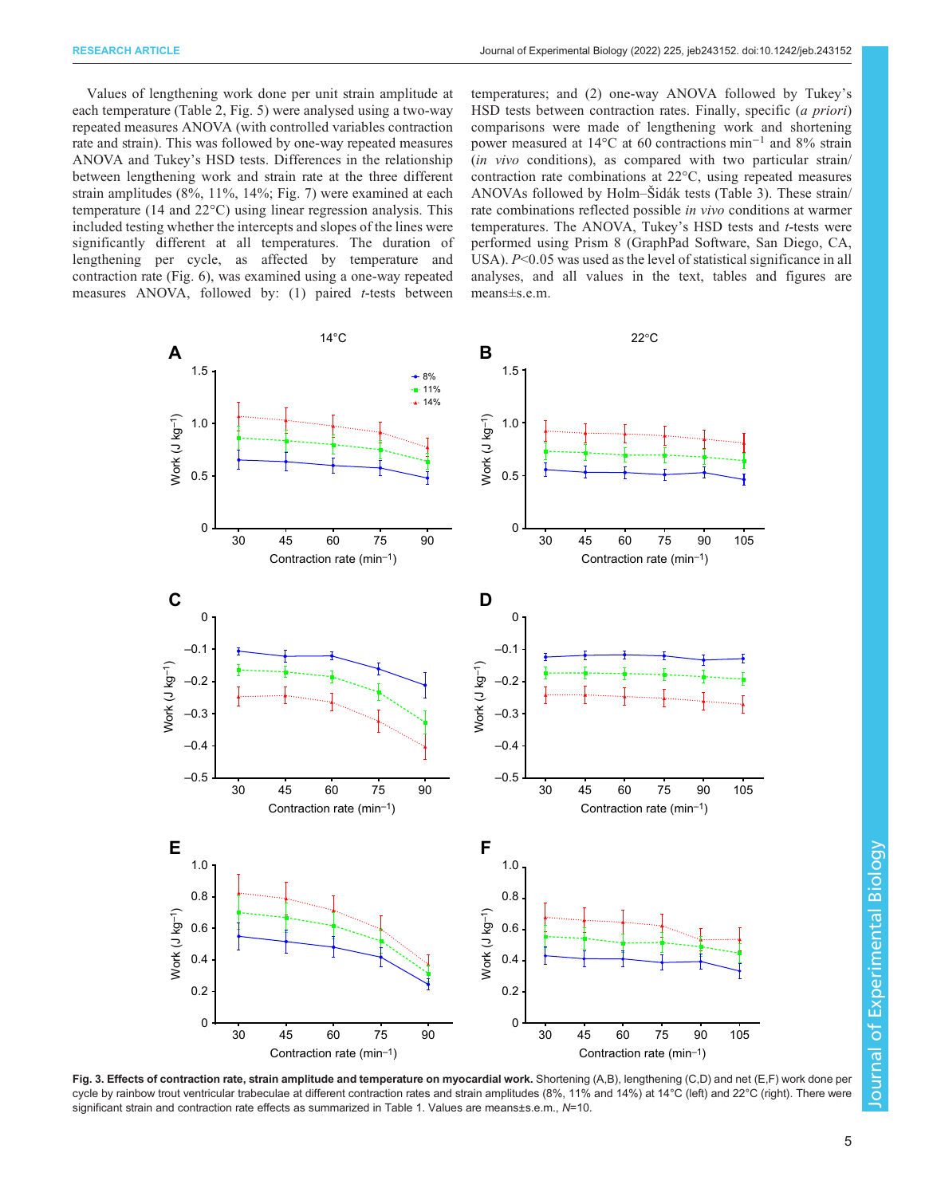Values of lengthening work done per unit strain amplitude at each temperature (Table 2, Fig. 5) were analysed using a two-way repeated measures ANOVA (with controlled variables contraction rate and strain). This was followed by one-way repeated measures ANOVA and Tukey's HSD tests. Differences in the relationship between lengthening work and strain rate at the three different strain amplitudes (8%, 11%, 14%; Fig. 7) were examined at each temperature (14 and 22°C) using linear regression analysis. This included testing whether the intercepts and slopes of the lines were significantly different at all temperatures. The duration of lengthening per cycle, as affected by temperature and contraction rate (Fig. 6), was examined using a one-way repeated measures ANOVA, followed by: (1) paired *t*-tests between temperatures; and (2) one-way ANOVA followed by Tukey's HSD tests between contraction rates. Finally, specific (*a priori*) comparisons were made of lengthening work and shortening power measured at 14°C at 60 contractions $\text{min}^{-1}$ and 8% strain (*in vivo* conditions), as compared with two particular strain/contraction rate combinations at 22°C, using repeated measures ANOVAs followed by Holm–Šidák tests (Table 3). These strain/rate combinations reflected possible *in vivo* conditions at warmer temperatures. The ANOVA, Tukey's HSD tests and *t*-tests were performed using Prism 8 (GraphPad Software, San Diego, CA, USA). $P<0.05$ was used as the level of statistical significance in all analyses, and all values in the text, tables and figures are means±s.e.m.

**Fig. 3. Effects of contraction rate, strain amplitude and temperature on myocardial work.** Shortening (A,B), lengthening (C,D) and net (E,F) work done per cycle by rainbow trout ventricular trabeculae at different contraction rates and strain amplitudes (8%, 11% and 14%) at 14°C (left) and 22°C (right). There were significant strain and contraction rate effects as summarized in Table 1. Values are means±s.e.m., $N$=10.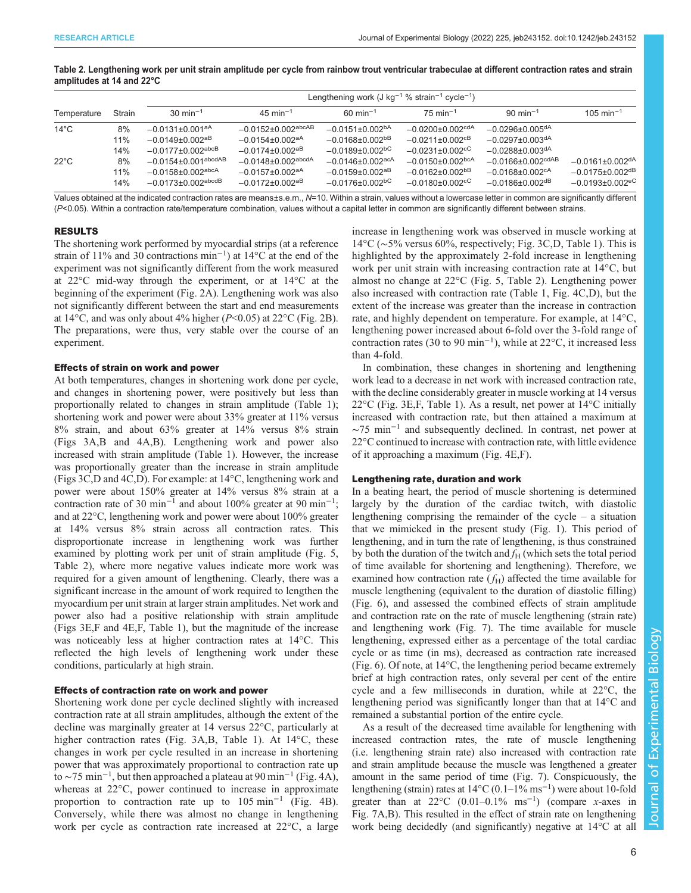**Table 2. Lengthening work per unit strain amplitude per cycle from rainbow trout ventricular trabeculae at different contraction rates and strain amplitudes at 14 and 22°C**

| Temperature | Strain | Lengthening work (J kg$^{-1}$ % strain$^{-1}$ cycle$^{-1}$) | | | | | |
|---|---|---|---|---|---|---|---|
| | | 30 min$^{-1}$ | 45 min$^{-1}$ | 60 min$^{-1}$ | 75 min$^{-1}$ | 90 min$^{-1}$ | 105 min$^{-1}$ |
| 14°C | 8% | −0.0131±0.001$^{aA}$ | −0.0152±0.002$^{abcAB}$ | −0.0151±0.002$^{bA}$ | −0.0200±0.002$^{cdA}$ | −0.0296±0.005$^{dA}$ | |
| | 11% | −0.0149±0.002$^{aB}$ | −0.0154±0.002$^{aA}$ | −0.0168±0.002$^{bB}$ | −0.0211±0.002$^{cB}$ | −0.0297±0.003$^{dA}$ | |
| | 14% | −0.0177±0.002$^{abcB}$ | −0.0174±0.002$^{aB}$ | −0.0189±0.002$^{bC}$ | −0.0231±0.002$^{cC}$ | −0.0288±0.003$^{dA}$ | |
| 22°C | 8% | −0.0154±0.001$^{abcdAB}$ | −0.0148±0.002$^{abcdA}$ | −0.0146±0.002$^{acA}$ | −0.0150±0.002$^{bcA}$ | −0.0166±0.002$^{cdAB}$ | −0.0161±0.002$^{dA}$ |
| | 11% | −0.0158±0.002$^{abcA}$ | −0.0157±0.002$^{aA}$ | −0.0159±0.002$^{aB}$ | −0.0162±0.002$^{bB}$ | −0.0168±0.002$^{cA}$ | −0.0175±0.002$^{dB}$ |
| | 14% | −0.0173±0.002$^{abcdB}$ | −0.0172±0.002$^{aB}$ | −0.0176±0.002$^{bC}$ | −0.0180±0.002$^{cC}$ | −0.0186±0.002$^{dB}$ | −0.0193±0.002$^{eC}$ |

Values obtained at the indicated contraction rates are means±s.e.m., $N$=10. Within a strain, values without a lowercase letter in common are significantly different ($P$<0.05). Within a contraction rate/temperature combination, values without a capital letter in common are significantly different between strains.

## RESULTS

The shortening work performed by myocardial strips (at a reference strain of 11% and 30 contractions min$^{-1}$) at 14°C at the end of the experiment was not significantly different from the work measured at 22°C mid-way through the experiment, or at 14°C at the beginning of the experiment (Fig. 2A). Lengthening work was also not significantly different between the start and end measurements at 14°C, and was only about 4% higher ($P$<0.05) at 22°C (Fig. 2B). The preparations, were thus, very stable over the course of an experiment.

### Effects of strain on work and power

At both temperatures, changes in shortening work done per cycle, and changes in shortening power, were positively but less than proportionally related to changes in strain amplitude (Table 1); shortening work and power were about 33% greater at 11% versus 8% strain, and about 63% greater at 14% versus 8% strain (Figs 3A,B and 4A,B). Lengthening work and power also increased with strain amplitude (Table 1). However, the increase was proportionally greater than the increase in strain amplitude (Figs 3C,D and 4C,D). For example: at 14°C, lengthening work and power were about 150% greater at 14% versus 8% strain at a contraction rate of 30 min$^{-1}$ and about 100% greater at 90 min$^{-1}$; and at 22°C, lengthening work and power were about 100% greater at 14% versus 8% strain across all contraction rates. This disproportionate increase in lengthening work was further examined by plotting work per unit of strain amplitude (Fig. 5, Table 2), where more negative values indicate more work was required for a given amount of lengthening. Clearly, there was a significant increase in the amount of work required to lengthen the myocardium per unit strain at larger strain amplitudes. Net work and power also had a positive relationship with strain amplitude (Figs 3E,F and 4E,F, Table 1), but the magnitude of the increase was noticeably less at higher contraction rates at 14°C. This reflected the high levels of lengthening work under these conditions, particularly at high strain.

### Effects of contraction rate on work and power

Shortening work done per cycle declined slightly with increased contraction rate at all strain amplitudes, although the extent of the decline was marginally greater at 14 versus 22°C, particularly at higher contraction rates (Fig. 3A,B, Table 1). At 14°C, these changes in work per cycle resulted in an increase in shortening power that was approximately proportional to contraction rate up to ∼75 min$^{-1}$, but then approached a plateau at 90 min$^{-1}$ (Fig. 4A), whereas at 22°C, power continued to increase in approximate proportion to contraction rate up to 105 min$^{-1}$ (Fig. 4B). Conversely, while there was almost no change in lengthening work per cycle as contraction rate increased at 22°C, a large increase in lengthening work was observed in muscle working at 14°C (∼5% versus 60%, respectively; Fig. 3C,D, Table 1). This is highlighted by the approximately 2-fold increase in lengthening work per unit strain with increasing contraction rate at 14°C, but almost no change at 22°C (Fig. 5, Table 2). Lengthening power also increased with contraction rate (Table 1, Fig. 4C,D), but the extent of the increase was greater than the increase in contraction rate, and highly dependent on temperature. For example, at 14°C, lengthening power increased about 6-fold over the 3-fold range of contraction rates (30 to 90 min$^{-1}$), while at 22°C, it increased less than 4-fold.

In combination, these changes in shortening and lengthening work lead to a decrease in net work with increased contraction rate, with the decline considerably greater in muscle working at 14 versus 22°C (Fig. 3E,F, Table 1). As a result, net power at 14°C initially increased with contraction rate, but then attained a maximum at ∼75 min$^{-1}$ and subsequently declined. In contrast, net power at 22°C continued to increase with contraction rate, with little evidence of it approaching a maximum (Fig. 4E,F).

### Lengthening rate, duration and work

In a beating heart, the period of muscle shortening is determined largely by the duration of the cardiac twitch, with diastolic lengthening comprising the remainder of the cycle – a situation that we mimicked in the present study (Fig. 1). This period of lengthening, and in turn the rate of lengthening, is thus constrained by both the duration of the twitch and $f_H$ (which sets the total period of time available for shortening and lengthening). Therefore, we examined how contraction rate ($f_H$) affected the time available for muscle lengthening (equivalent to the duration of diastolic filling) (Fig. 6), and assessed the combined effects of strain amplitude and contraction rate on the rate of muscle lengthening (strain rate) and lengthening work (Fig. 7). The time available for muscle lengthening, expressed either as a percentage of the total cardiac cycle or as time (in ms), decreased as contraction rate increased (Fig. 6). Of note, at 14°C, the lengthening period became extremely brief at high contraction rates, only several per cent of the entire cycle and a few milliseconds in duration, while at 22°C, the lengthening period was significantly longer than that at 14°C and remained a substantial portion of the entire cycle.

As a result of the decreased time available for lengthening with increased contraction rates, the rate of muscle lengthening (i.e. lengthening strain rate) also increased with contraction rate and strain amplitude because the muscle was lengthened a greater amount in the same period of time (Fig. 7). Conspicuously, the lengthening (strain) rates at 14°C (0.1–1% ms$^{-1}$) were about 10-fold greater than at 22°C (0.01–0.1% ms$^{-1}$) (compare $x$-axes in Fig. 7A,B). This resulted in the effect of strain rate on lengthening work being decidedly (and significantly) negative at 14°C at all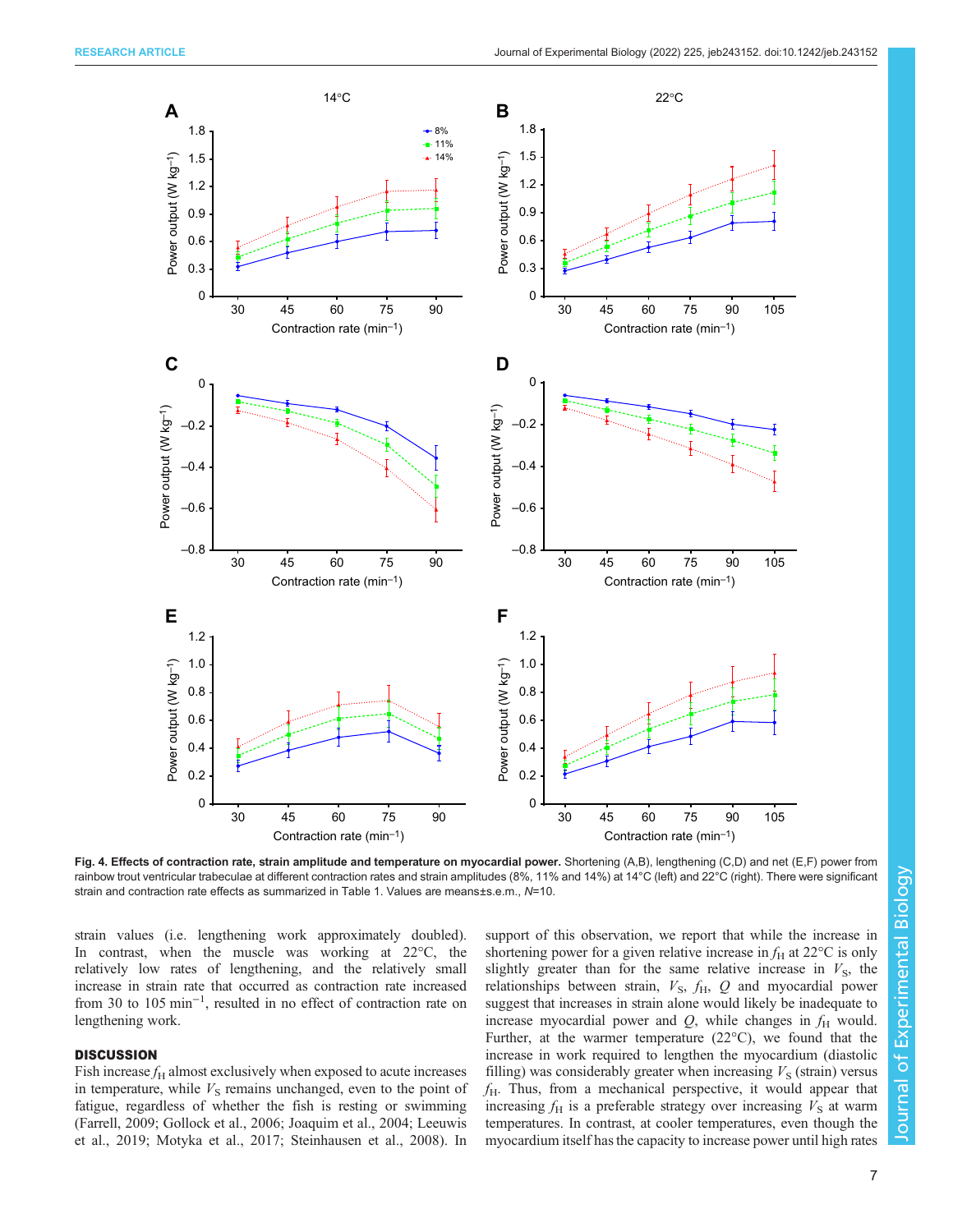**Fig. 4. Effects of contraction rate, strain amplitude and temperature on myocardial power.** Shortening (A,B), lengthening (C,D) and net (E,F) power from rainbow trout ventricular trabeculae at different contraction rates and strain amplitudes (8%, 11% and 14%) at 14°C (left) and 22°C (right). There were significant strain and contraction rate effects as summarized in Table 1. Values are means±s.e.m., *N*=10.

strain values (i.e. lengthening work approximately doubled). In contrast, when the muscle was working at 22°C, the relatively low rates of lengthening, and the relatively small increase in strain rate that occurred as contraction rate increased from 30 to 105 min$^{-1}$, resulted in no effect of contraction rate on lengthening work.

## DISCUSSION

Fish increase $f_H$ almost exclusively when exposed to acute increases in temperature, while $V_S$ remains unchanged, even to the point of fatigue, regardless of whether the fish is resting or swimming (Farrell, 2009; Gollock et al., 2006; Joaquim et al., 2004; Leeuwis et al., 2019; Motyka et al., 2017; Steinhausen et al., 2008). In support of this observation, we report that while the increase in shortening power for a given relative increase in $f_H$ at 22°C is only slightly greater than for the same relative increase in $V_S$, the relationships between strain, $V_S$, $f_H$, $Q$ and myocardial power suggest that increases in strain alone would likely be inadequate to increase myocardial power and $Q$, while changes in $f_H$ would. Further, at the warmer temperature (22°C), we found that the increase in work required to lengthen the myocardium (diastolic filling) was considerably greater when increasing $V_S$ (strain) versus $f_H$. Thus, from a mechanical perspective, it would appear that increasing $f_H$ is a preferable strategy over increasing $V_S$ at warm temperatures. In contrast, at cooler temperatures, even though the myocardium itself has the capacity to increase power until high rates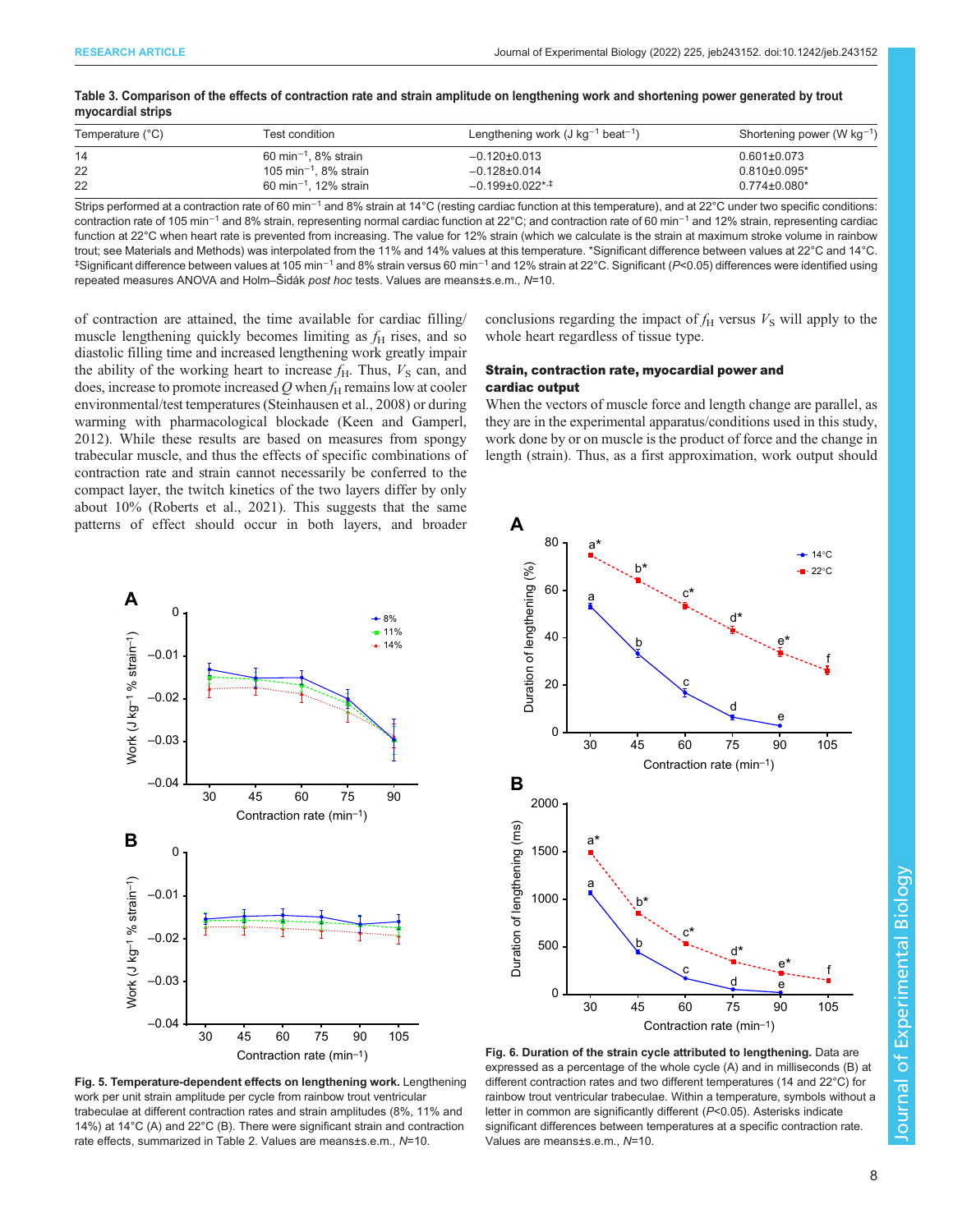**Table 3. Comparison of the effects of contraction rate and strain amplitude on lengthening work and shortening power generated by trout myocardial strips**

| Temperature (°C) | Test condition | Lengthening work (J kg$^{-1}$ beat$^{-1}$) | Shortening power (W kg$^{-1}$) |
|---|---|---|---|
| 14 | 60 min$^{-1}$, 8% strain | −0.120±0.013 | 0.601±0.073 |
| 22 | 105 min$^{-1}$, 8% strain | −0.128±0.014 | 0.810±0.095* |
| 22 | 60 min$^{-1}$, 12% strain | −0.199±0.022*,‡ | 0.774±0.080* |

Strips performed at a contraction rate of 60 min$^{-1}$ and 8% strain at 14°C (resting cardiac function at this temperature), and at 22°C under two specific conditions: contraction rate of 105 min$^{-1}$ and 8% strain, representing normal cardiac function at 22°C; and contraction rate of 60 min$^{-1}$ and 12% strain, representing cardiac function at 22°C when heart rate is prevented from increasing. The value for 12% strain (which we calculate is the strain at maximum stroke volume in rainbow trout; see Materials and Methods) was interpolated from the 11% and 14% values at this temperature. *Significant difference between values at 22°C and 14°C. ‡Significant difference between values at 105 min$^{-1}$ and 8% strain versus 60 min$^{-1}$ and 12% strain at 22°C. Significant ($P$<0.05) differences were identified using repeated measures ANOVA and Holm–Šidák *post hoc* tests. Values are means±s.e.m., $N$=10.

of contraction are attained, the time available for cardiac filling/muscle lengthening quickly becomes limiting as $f_H$ rises, and so diastolic filling time and increased lengthening work greatly impair the ability of the working heart to increase $f_H$. Thus, $V_S$ can, and does, increase to promote increased $\dot{Q}$ when $f_H$ remains low at cooler environmental/test temperatures (Steinhausen et al., 2008) or during warming with pharmacological blockade (Keen and Gamperl, 2012). While these results are based on measures from spongy trabecular muscle, and thus the effects of specific combinations of contraction rate and strain cannot necessarily be conferred to the compact layer, the twitch kinetics of the two layers differ by only about 10% (Roberts et al., 2021). This suggests that the same patterns of effect should occur in both layers, and broader conclusions regarding the impact of $f_H$ versus $V_S$ will apply to the whole heart regardless of tissue type.

### Strain, contraction rate, myocardial power and cardiac output

When the vectors of muscle force and length change are parallel, as they are in the experimental apparatus/conditions used in this study, work done by or on muscle is the product of force and the change in length (strain). Thus, as a first approximation, work output should

**Fig. 5. Temperature-dependent effects on lengthening work.** Lengthening work per unit strain amplitude per cycle from rainbow trout ventricular trabeculae at different contraction rates and strain amplitudes (8%, 11% and 14%) at 14°C (A) and 22°C (B). There were significant strain and contraction rate effects, summarized in Table 2. Values are means±s.e.m., $N$=10.

**Fig. 6. Duration of the strain cycle attributed to lengthening.** Data are expressed as a percentage of the whole cycle (A) and in milliseconds (B) at different contraction rates and two different temperatures (14 and 22°C) for rainbow trout ventricular trabeculae. Within a temperature, symbols without a letter in common are significantly different ($P$<0.05). Asterisks indicate significant differences between temperatures at a specific contraction rate. Values are means±s.e.m., $N$=10.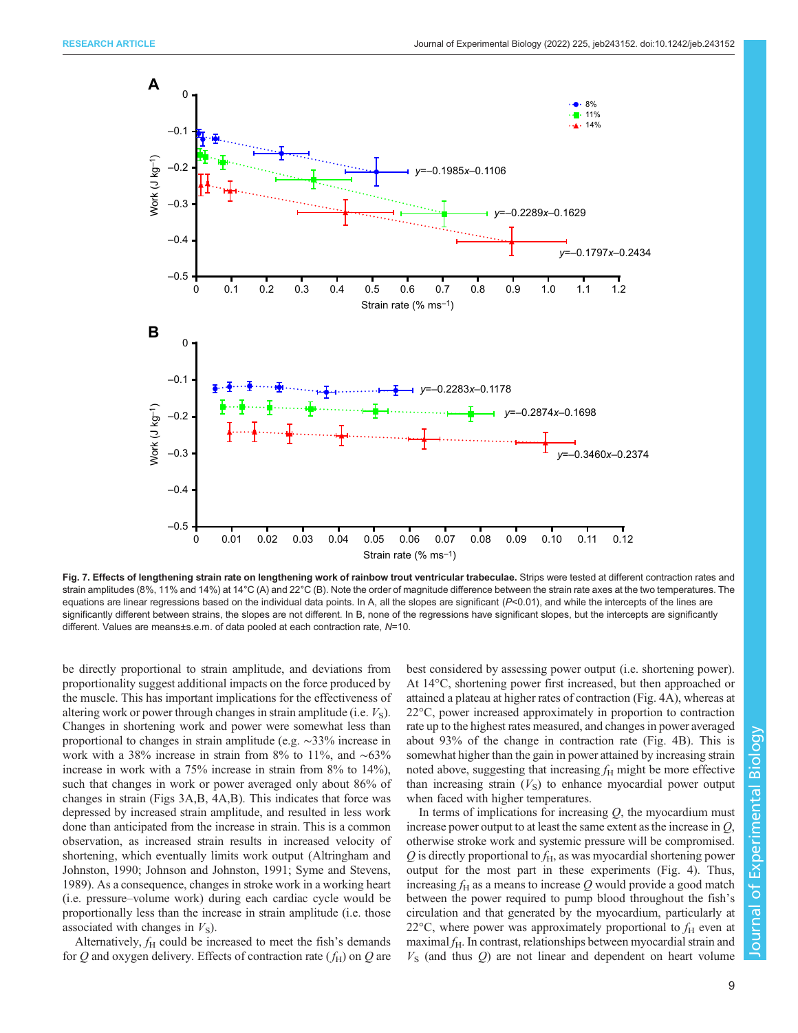**Fig. 7. Effects of lengthening strain rate on lengthening work of rainbow trout ventricular trabeculae.** Strips were tested at different contraction rates and strain amplitudes (8%, 11% and 14%) at 14°C (A) and 22°C (B). Note the order of magnitude difference between the strain rate axes at the two temperatures. The equations are linear regressions based on the individual data points. In A, all the slopes are significant ($P<0.01$), and while the intercepts of the lines are significantly different between strains, the slopes are not different. In B, none of the regressions have significant slopes, but the intercepts are significantly different. Values are means±s.e.m. of data pooled at each contraction rate, $N=10$.

be directly proportional to strain amplitude, and deviations from proportionality suggest additional impacts on the force produced by the muscle. This has important implications for the effectiveness of altering work or power through changes in strain amplitude (i.e. $V_S$). Changes in shortening work and power were somewhat less than proportional to changes in strain amplitude (e.g. ∼33% increase in work with a 38% increase in strain from 8% to 11%, and ∼63% increase in work with a 75% increase in strain from 8% to 14%), such that changes in work or power averaged only about 86% of changes in strain (Figs 3A,B, 4A,B). This indicates that force was depressed by increased strain amplitude, and resulted in less work done than anticipated from the increase in strain. This is a common observation, as increased strain results in increased velocity of shortening, which eventually limits work output (Altringham and Johnston, 1990; Johnson and Johnston, 1991; Syme and Stevens, 1989). As a consequence, changes in stroke work in a working heart (i.e. pressure–volume work) during each cardiac cycle would be proportionally less than the increase in strain amplitude (i.e. those associated with changes in $V_S$).

Alternatively, $f_H$ could be increased to meet the fish's demands for $Q$ and oxygen delivery. Effects of contraction rate ($f_H$) on $Q$ are best considered by assessing power output (i.e. shortening power). At 14°C, shortening power first increased, but then approached or attained a plateau at higher rates of contraction (Fig. 4A), whereas at 22°C, power increased approximately in proportion to contraction rate up to the highest rates measured, and changes in power averaged about 93% of the change in contraction rate (Fig. 4B). This is somewhat higher than the gain in power attained by increasing strain noted above, suggesting that increasing $f_H$ might be more effective than increasing strain ($V_S$) to enhance myocardial power output when faced with higher temperatures.

In terms of implications for increasing $Q$, the myocardium must increase power output to at least the same extent as the increase in $Q$, otherwise stroke work and systemic pressure will be compromised. $Q$ is directly proportional to $f_H$, as was myocardial shortening power output for the most part in these experiments (Fig. 4). Thus, increasing $f_H$ as a means to increase $Q$ would provide a good match between the power required to pump blood throughout the fish's circulation and that generated by the myocardium, particularly at 22°C, where power was approximately proportional to $f_H$ even at maximal $f_H$. In contrast, relationships between myocardial strain and $V_S$ (and thus $Q$) are not linear and dependent on heart volume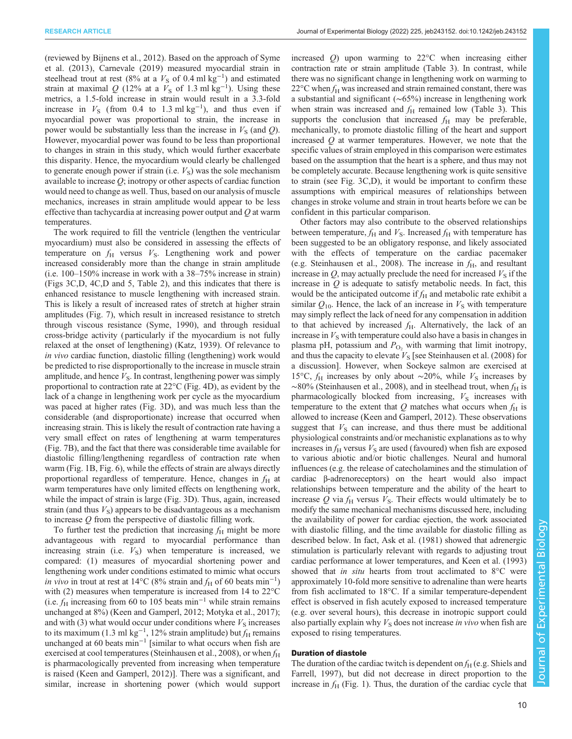(reviewed by Bijnens et al., 2012). Based on the approach of Syme et al. (2013), Carnevale (2019) measured myocardial strain in steelhead trout at rest (8% at a $V_S$ of 0.4 ml kg$^{-1}$) and estimated strain at maximal $Q$ (12% at a $V_S$ of 1.3 ml kg$^{-1}$). Using these metrics, a 1.5-fold increase in strain would result in a 3.3-fold increase in $V_S$ (from 0.4 to 1.3 ml kg$^{-1}$), and thus even if myocardial power was proportional to strain, the increase in power would be substantially less than the increase in $V_S$ (and $Q$). However, myocardial power was found to be less than proportional to changes in strain in this study, which would further exacerbate this disparity. Hence, the myocardium would clearly be challenged to generate enough power if strain (i.e. $V_S$) was the sole mechanism available to increase $Q$; inotropy or other aspects of cardiac function would need to change as well. Thus, based on our analysis of muscle mechanics, increases in strain amplitude would appear to be less effective than tachycardia at increasing power output and $Q$ at warm temperatures.

The work required to fill the ventricle (lengthen the ventricular myocardium) must also be considered in assessing the effects of temperature on $f_H$ versus $V_S$. Lengthening work and power increased considerably more than the change in strain amplitude (i.e. 100–150% increase in work with a 38–75% increase in strain) (Figs 3C,D, 4C,D and 5, Table 2), and this indicates that there is enhanced resistance to muscle lengthening with increased strain. This is likely a result of increased rates of stretch at higher strain amplitudes (Fig. 7), which result in increased resistance to stretch through viscous resistance (Syme, 1990), and through residual cross-bridge activity (particularly if the myocardium is not fully relaxed at the onset of lengthening) (Katz, 1939). Of relevance to *in vivo* cardiac function, diastolic filling (lengthening) work would be predicted to rise disproportionally to the increase in muscle strain amplitude, and hence $V_S$. In contrast, lengthening power was simply proportional to contraction rate at 22°C (Fig. 4D), as evident by the lack of a change in lengthening work per cycle as the myocardium was paced at higher rates (Fig. 3D), and was much less than the considerable (and disproportionate) increase that occurred when increasing strain. This is likely the result of contraction rate having a very small effect on rates of lengthening at warm temperatures (Fig. 7B), and the fact that there was considerable time available for diastolic filling/lengthening regardless of contraction rate when warm (Fig. 1B, Fig. 6), while the effects of strain are always directly proportional regardless of temperature. Hence, changes in $f_H$ at warm temperatures have only limited effects on lengthening work, while the impact of strain is large (Fig. 3D). Thus, again, increased strain (and thus $V_S$) appears to be disadvantageous as a mechanism to increase $Q$ from the perspective of diastolic filling work.

To further test the prediction that increasing $f_H$ might be more advantageous with regard to myocardial performance than increasing strain (i.e. $V_S$) when temperature is increased, we compared: (1) measures of myocardial shortening power and lengthening work under conditions estimated to mimic what occurs *in vivo* in trout at rest at 14°C (8% strain and $f_H$ of 60 beats min$^{-1}$) with (2) measures when temperature is increased from 14 to 22°C (i.e. $f_H$ increasing from 60 to 105 beats min$^{-1}$ while strain remains unchanged at 8%) (Keen and Gamperl, 2012; Motyka et al., 2017); and with (3) what would occur under conditions where $V_S$ increases to its maximum (1.3 ml kg$^{-1}$, 12% strain amplitude) but $f_H$ remains unchanged at 60 beats min$^{-1}$ [similar to what occurs when fish are exercised at cool temperatures (Steinhausen et al., 2008), or when $f_H$ is pharmacologically prevented from increasing when temperature is raised (Keen and Gamperl, 2012)]. There was a significant, and similar, increase in shortening power (which would support increased $Q$) upon warming to 22°C when increasing either contraction rate or strain amplitude (Table 3). In contrast, while there was no significant change in lengthening work on warming to 22°C when $f_H$ was increased and strain remained constant, there was a substantial and significant (~65%) increase in lengthening work when strain was increased and $f_H$ remained low (Table 3). This supports the conclusion that increased $f_H$ may be preferable, mechanically, to promote diastolic filling of the heart and support increased $Q$ at warmer temperatures. However, we note that the specific values of strain employed in this comparison were estimates based on the assumption that the heart is a sphere, and thus may not be completely accurate. Because lengthening work is quite sensitive to strain (see Fig. 3C,D), it would be important to confirm these assumptions with empirical measures of relationships between changes in stroke volume and strain in trout hearts before we can be confident in this particular comparison.

Other factors may also contribute to the observed relationships between temperature, $f_H$ and $V_S$. Increased $f_H$ with temperature has been suggested to be an obligatory response, and likely associated with the effects of temperature on the cardiac pacemaker (e.g. Steinhausen et al., 2008). The increase in $f_H$, and resultant increase in $Q$, may actually preclude the need for increased $V_S$ if the increase in $Q$ is adequate to satisfy metabolic needs. In fact, this would be the anticipated outcome if $f_H$ and metabolic rate exhibit a similar $Q_{10}$. Hence, the lack of an increase in $V_S$ with temperature may simply reflect the lack of need for any compensation in addition to that achieved by increased $f_H$. Alternatively, the lack of an increase in $V_S$ with temperature could also have a basis in changes in plasma pH, potassium and $P_{O_2}$ with warming that limit inotropy, and thus the capacity to elevate $V_S$ [see Steinhausen et al. (2008) for a discussion]. However, when Sockeye salmon are exercised at 15°C, $f_H$ increases by only about ~20%, while $V_S$ increases by ~80% (Steinhausen et al., 2008), and in steelhead trout, when $f_H$ is pharmacologically blocked from increasing, $V_S$ increases with temperature to the extent that $Q$ matches what occurs when $f_H$ is allowed to increase (Keen and Gamperl, 2012). These observations suggest that $V_S$ can increase, and thus there must be additional physiological constraints and/or mechanistic explanations as to why increases in $f_H$ versus $V_S$ are used (favoured) when fish are exposed to various abiotic and/or biotic challenges. Neural and humoral influences (e.g. the release of catecholamines and the stimulation of cardiac β-adrenoreceptors) on the heart would also impact relationships between temperature and the ability of the heart to increase $Q$ via $f_H$ versus $V_S$. Their effects would ultimately be to modify the same mechanical mechanisms discussed here, including the availability of power for cardiac ejection, the work associated with diastolic filling, and the time available for diastolic filling as described below. In fact, Ask et al. (1981) showed that adrenergic stimulation is particularly relevant with regards to adjusting trout cardiac performance at lower temperatures, and Keen et al. (1993) showed that *in situ* hearts from trout acclimated to 8°C were approximately 10-fold more sensitive to adrenaline than were hearts from fish acclimated to 18°C. If a similar temperature-dependent effect is observed in fish acutely exposed to increased temperature (e.g. over several hours), this decrease in inotropic support could also partially explain why $V_S$ does not increase *in vivo* when fish are exposed to rising temperatures.

## Duration of diastole

The duration of the cardiac twitch is dependent on $f_H$ (e.g. Shiels and Farrell, 1997), but did not decrease in direct proportion to the increase in $f_H$ (Fig. 1). Thus, the duration of the cardiac cycle that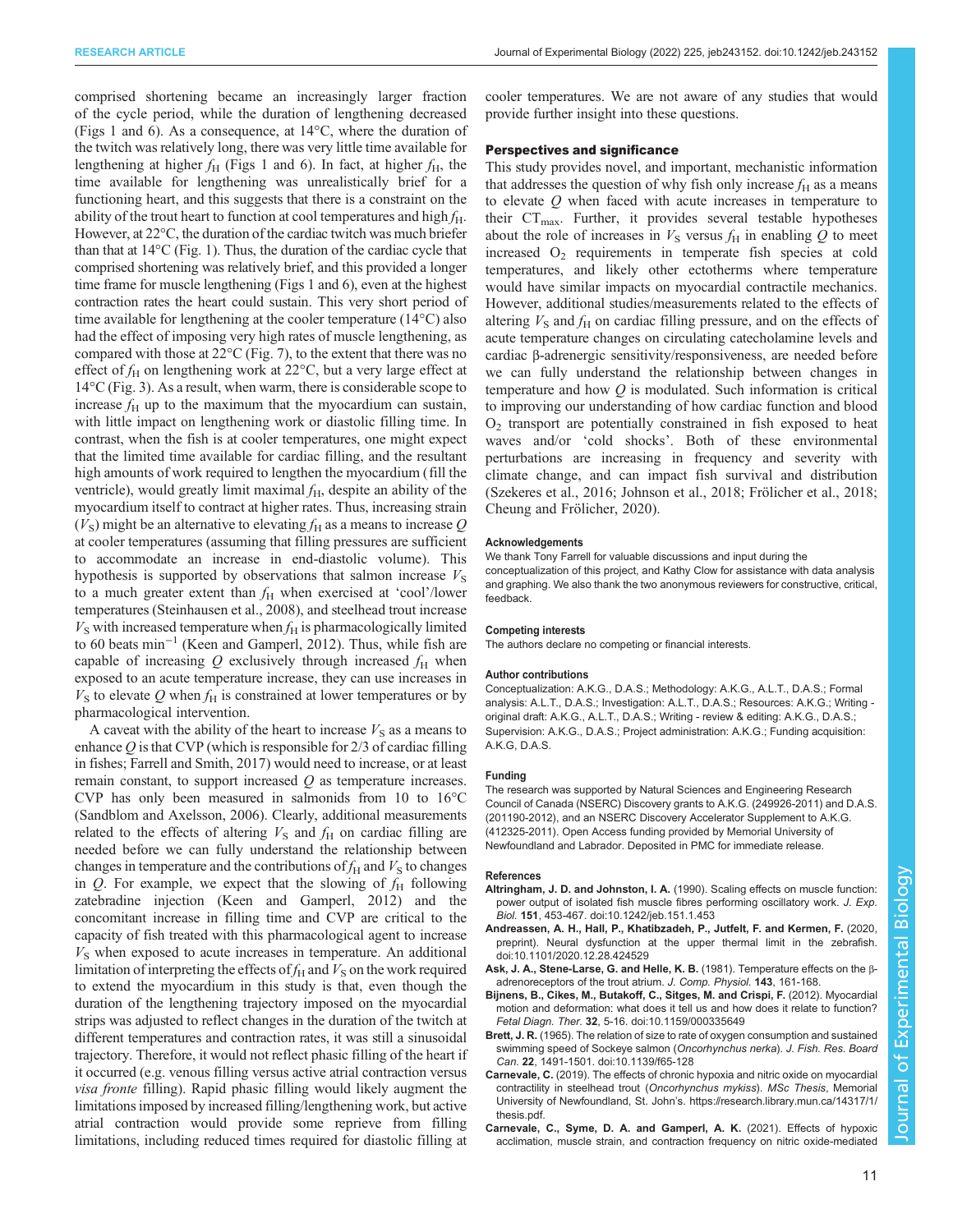comprised shortening became an increasingly larger fraction of the cycle period, while the duration of lengthening decreased (Figs 1 and 6). As a consequence, at 14°C, where the duration of the twitch was relatively long, there was very little time available for lengthening at higher $f_H$ (Figs 1 and 6). In fact, at higher $f_H$, the time available for lengthening was unrealistically brief for a functioning heart, and this suggests that there is a constraint on the ability of the trout heart to function at cool temperatures and high $f_H$. However, at 22°C, the duration of the cardiac twitch was much briefer than that at 14°C (Fig. 1). Thus, the duration of the cardiac cycle that comprised shortening was relatively brief, and this provided a longer time frame for muscle lengthening (Figs 1 and 6), even at the highest contraction rates the heart could sustain. This very short period of time available for lengthening at the cooler temperature (14°C) also had the effect of imposing very high rates of muscle lengthening, as compared with those at 22°C (Fig. 7), to the extent that there was no effect of $f_H$ on lengthening work at 22°C, but a very large effect at 14°C (Fig. 3). As a result, when warm, there is considerable scope to increase $f_H$ up to the maximum that the myocardium can sustain, with little impact on lengthening work or diastolic filling time. In contrast, when the fish is at cooler temperatures, one might expect that the limited time available for cardiac filling, and the resultant high amounts of work required to lengthen the myocardium (fill the ventricle), would greatly limit maximal $f_H$, despite an ability of the myocardium itself to contract at higher rates. Thus, increasing strain ($V_S$) might be an alternative to elevating $f_H$ as a means to increase $Q$ at cooler temperatures (assuming that filling pressures are sufficient to accommodate an increase in end-diastolic volume). This hypothesis is supported by observations that salmon increase $V_S$ to a much greater extent than $f_H$ when exercised at 'cool'/lower temperatures (Steinhausen et al., 2008), and steelhead trout increase $V_S$ with increased temperature when $f_H$ is pharmacologically limited to 60 beats min$^{-1}$ (Keen and Gamperl, 2012). Thus, while fish are capable of increasing $Q$ exclusively through increased $f_H$ when exposed to an acute temperature increase, they can use increases in $V_S$ to elevate $Q$ when $f_H$ is constrained at lower temperatures or by pharmacological intervention.

A caveat with the ability of the heart to increase $V_S$ as a means to enhance $Q$ is that CVP (which is responsible for 2/3 of cardiac filling in fishes; Farrell and Smith, 2017) would need to increase, or at least remain constant, to support increased $Q$ as temperature increases. CVP has only been measured in salmonids from 10 to 16°C (Sandblom and Axelsson, 2006). Clearly, additional measurements related to the effects of altering $V_S$ and $f_H$ on cardiac filling are needed before we can fully understand the relationship between changes in temperature and the contributions of $f_H$ and $V_S$ to changes in $Q$. For example, we expect that the slowing of $f_H$ following zatebradine injection (Keen and Gamperl, 2012) and the concomitant increase in filling time and CVP are critical to the capacity of fish treated with this pharmacological agent to increase $V_S$ when exposed to acute increases in temperature. An additional limitation of interpreting the effects of $f_H$ and $V_S$ on the work required to extend the myocardium in this study is that, even though the duration of the lengthening trajectory imposed on the myocardial strips was adjusted to reflect changes in the duration of the twitch at different temperatures and contraction rates, it was still a sinusoidal trajectory. Therefore, it would not reflect phasic filling of the heart if it occurred (e.g. venous filling versus active atrial contraction versus *visa fronte* filling). Rapid phasic filling would likely augment the limitations imposed by increased filling/lengthening work, but active atrial contraction would provide some reprieve from filling limitations, including reduced times required for diastolic filling at cooler temperatures. We are not aware of any studies that would provide further insight into these questions.

## Perspectives and significance

This study provides novel, and important, mechanistic information that addresses the question of why fish only increase $f_H$ as a means to elevate $Q$ when faced with acute increases in temperature to their $CT_{max}$. Further, it provides several testable hypotheses about the role of increases in $V_S$ versus $f_H$ in enabling $Q$ to meet increased $O_2$ requirements in temperate fish species at cold temperatures, and likely other ectotherms where temperature would have similar impacts on myocardial contractile mechanics. However, additional studies/measurements related to the effects of altering $V_S$ and $f_H$ on cardiac filling pressure, and on the effects of acute temperature changes on circulating catecholamine levels and cardiac β-adrenergic sensitivity/responsiveness, are needed before we can fully understand the relationship between changes in temperature and how $Q$ is modulated. Such information is critical to improving our understanding of how cardiac function and blood $O_2$ transport are potentially constrained in fish exposed to heat waves and/or 'cold shocks'. Both of these environmental perturbations are increasing in frequency and severity with climate change, and can impact fish survival and distribution (Szekeres et al., 2016; Johnson et al., 2018; Frölicher et al., 2018; Cheung and Frölicher, 2020).

#### Acknowledgements

We thank Tony Farrell for valuable discussions and input during the conceptualization of this project, and Kathy Clow for assistance with data analysis and graphing. We also thank the two anonymous reviewers for their constructive, critical, feedback.

#### Competing interests

The authors declare no competing or financial interests.

#### Author contributions

Conceptualization: A.K.G., D.A.S.; Methodology: A.K.G., A.L.T., D.A.S.; Formal analysis: A.L.T., D.A.S.; Investigation: A.L.T., D.A.S.; Resources: A.K.G.; Writing - original draft: A.K.G., A.L.T., D.A.S.; Writing - review & editing: A.K.G., D.A.S.; Supervision: A.K.G., D.A.S.; Project administration: A.K.G.; Funding acquisition: A.K.G, D.A.S.

#### Funding

The research was supported by Natural Sciences and Engineering Research Council of Canada (NSERC) Discovery grants to A.K.G. (249926-2011) and D.A.S. (201190-2012), and an NSERC Discovery Accelerator Supplement to A.K.G. (412325-2011). Open Access funding provided by Memorial University of Newfoundland and Labrador. Deposited in PMC for immediate release.

#### References

**Altringham, J. D. and Johnston, I. A.** (1990). Scaling effects on muscle function: power output of isolated fish muscle fibres performing oscillatory work. *J. Exp. Biol.* **151**, 453-467. doi:10.1242/jeb.151.1.453

**Andreassen, A. H., Hall, P., Khatibzadeh, P., Jutfelt, F. and Kermen, F.** (2020, preprint). Neural dysfunction at the upper thermal limit in the zebrafish. doi:10.1101/2020.12.28.424529

**Ask, J. A., Stene-Larse, G. and Helle, K. B.** (1981). Temperature effects on the β-adrenoreceptors of the trout atrium. *J. Comp. Physiol.* **143**, 161-168.

**Bijnens, B., Cikes, M., Butakoff, C., Sitges, M. and Crispi, F.** (2012). Myocardial motion and deformation: what does it tell us and how does it relate to function? *Fetal Diagn. Ther.* **32**, 5-16. doi:10.1159/000335649

**Brett, J. R.** (1965). The relation of size to rate of oxygen consumption and sustained swimming speed of Sockeye salmon (*Oncorhynchus nerka*). *J. Fish. Res. Board Can.* **22**, 1491-1501. doi:10.1139/f65-128

**Carnevale, C.** (2019). The effects of chronic hypoxia and nitric oxide on myocardial contractility in steelhead trout (*Oncorhynchus mykiss*). *MSc Thesis*, Memorial University of Newfoundland, St. John's. https://research.library.mun.ca/14317/1/thesis.pdf.

**Carnevale, C., Syme, D. A. and Gamperl, A. K.** (2021). Effects of hypoxic acclimation, muscle strain, and contraction frequency on nitric oxide-mediated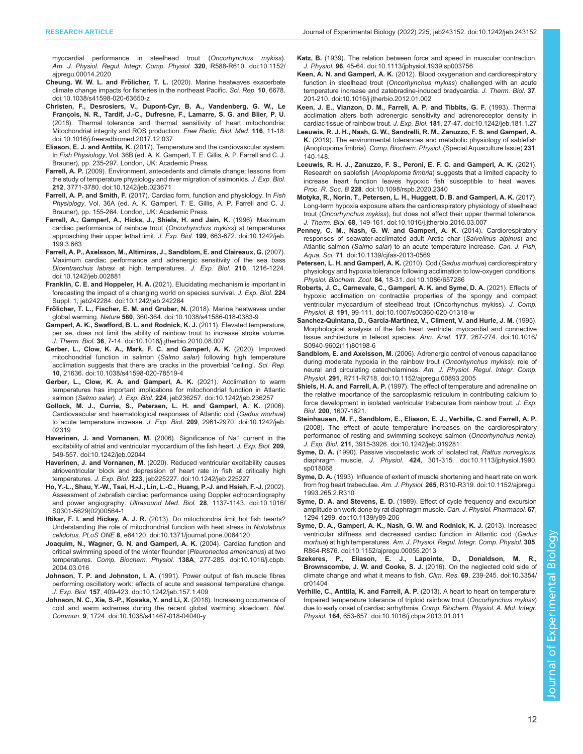myocardial performance in steelhead trout (*Oncorhynchus mykiss*). *Am. J. Physiol. Regul. Integr. Comp. Physiol.* **320**, R588-R610. doi:10.1152/ajpregu.00014.2020

**Cheung, W. W. L. and Frölicher, T. L.** (2020). Marine heatwaves exacerbate climate change impacts for fisheries in the northeast Pacific. *Sci. Rep.* **10**, 6678. doi:10.1038/s41598-020-63650-z

**Christen, F., Desrosiers, V., Dupont-Cyr, B. A., Vandenberg, G. W., Le François, N. R., Tardif, J.-C., Dufresne, F., Lamarre, S. G. and Blier, P. U.** (2018). Thermal tolerance and thermal sensitivity of heart mitochondria: Mitochondrial integrity and ROS production. *Free Radic. Biol. Med.* **116**, 11-18. doi:10.1016/j.freeradbiomed.2017.12.037

**Eliason, E. J. and Anttila, K.** (2017). Temperature and the cardiovascular system. In *Fish Physiology*, Vol. 36B (ed. A. K. Gamperl, T. E. Gillis, A. P. Farrell and C. J. Brauner), pp. 235-297. London, UK: Academic Press.

**Farrell, A. P.** (2009). Environment, antecedents and climate change: lessons from the study of temperature physiology and river migration of salmonids. *J. Exp. Biol.* **212**, 3771-3780. doi:10.1242/jeb.023671

**Farrell, A. P. and Smith, F.** (2017). Cardiac form, function and physiology. In *Fish Physiology*, Vol. 36A (ed. A. K. Gamperl, T. E. Gillis, A. P. Farrell and C. J. Brauner), pp. 155-264. London, UK: Academic Press.

**Farrell, A., Gamperl, A., Hicks, J., Shiels, H. and Jain, K.** (1996). Maximum cardiac performance of rainbow trout (*Oncorhynchus mykiss*) at temperatures approaching their upper lethal limit. *J. Exp. Biol.* **199**, 663-672. doi:10.1242/jeb.199.3.663

**Farrell, A. P., Axelsson, M., Altimiras, J., Sandblom, E. and Claireaux, G.** (2007). Maximum cardiac performance and adrenergic sensitivity of the sea bass *Dicentrarchus labrax* at high temperatures. *J. Exp. Biol.* **210**, 1216-1224. doi:10.1242/jeb.002881

**Franklin, C. E. and Hoppeler, H. A.** (2021). Elucidating mechanism is important in forecasting the impact of a changing world on species survival. *J. Exp. Biol.* **224** Suppl. 1, jeb242284. doi:10.1242/jeb.242284

**Frölicher, T. L., Fischer, E. M. and Gruber, N.** (2018). Marine heatwaves under global warming. *Nature* **560**, 360-364. doi:10.1038/s41586-018-0383-9

**Gamperl, A. K., Swafford, B. L. and Rodnick, K. J.** (2011). Elevated temperature, per se, does not limit the ability of rainbow trout to increase stroke volume. *J. Therm. Biol.* **36**, 7-14. doi:10.1016/j.jtherbio.2010.08.007

**Gerber, L., Clow, K. A., Mark, F. C. and Gamperl, A. K.** (2020). Improved mitochondrial function in salmon (*Salmo salar*) following high temperature acclimation suggests that there are cracks in the proverbial 'ceiling'. *Sci. Rep.* **10**, 21636. doi:10.1038/s41598-020-78519-4

**Gerber, L., Clow, K. A. and Gamperl, A. K.** (2021). Acclimation to warm temperatures has important implications for mitochondrial function in Atlantic salmon (*Salmo salar*). *J. Exp. Biol.* **224**, jeb236257. doi:10.1242/jeb.236257

**Gollock, M. J., Currie, S., Petersen, L. H. and Gamperl, A. K.** (2006). Cardiovascular and haematological responses of Atlantic cod (*Gadus morhua*) to acute temperature increase. *J. Exp. Biol.* **209**, 2961-2970. doi:10.1242/jeb.02319

**Haverinen, J. and Vornanen, M.** (2006). Significance of $Na^+$ current in the excitability of atrial and ventricular myocardium of the fish heart. *J. Exp. Biol.* **209**, 549-557. doi:10.1242/jeb.02044

**Haverinen, J. and Vornanen, M.** (2020). Reduced ventricular excitability causes atrioventricular block and depression of heart rate in fish at critically high temperatures. *J. Exp. Biol.* **223**, jeb225227. doi:10.1242/jeb.225227

**Ho, Y.-L., Shau, Y.-W., Tsai, H.-J., Lin, L.-C., Huang, P.-J. and Hsieh, F.-J.** (2002). Assessment of zebrafish cardiac performance using Doppler echocardiography and power angiography. *Ultrasound Med. Biol.* **28**, 1137-1143. doi:10.1016/S0301-5629(02)00564-1

**Iftikar, F. I. and Hickey, A. J. R.** (2013). Do mitochondria limit hot fish hearts? Understanding the role of mitochondrial function with heat stress in *Notolabrus celidotus*. *PLoS ONE* **8**, e64120. doi:10.1371/journal.pone.0064120

**Joaquim, N., Wagner, G. N. and Gamperl, A. K.** (2004). Cardiac function and critical swimming speed of the winter flounder (*Pleuronectes americanus*) at two temperatures. *Comp. Biochem. Physiol.* **138A**, 277-285. doi:10.1016/j.cbpb.2004.03.016

**Johnson, T. P. and Johnston, I. A.** (1991). Power output of fish muscle fibres performing oscillatory work: effects of acute and seasonal temperature change. *J. Exp. Biol.* **157**, 409-423. doi:10.1242/jeb.157.1.409

**Johnson, N. C., Xie, S.-P., Kosaka, Y. and Li, X.** (2018). Increasing occurrence of cold and warm extremes during the recent global warming slowdown. *Nat. Commun.* **9**, 1724. doi:10.1038/s41467-018-04040-y

**Katz, B.** (1939). The relation between force and speed in muscular contraction. *J. Physiol.* **96**, 45-64. doi:10.1113/jphysiol.1939.sp003756

**Keen, A. N. and Gamperl, A. K.** (2012). Blood oxygenation and cardiorespiratory function in steelhead trout (*Oncorhynchus mykiss*) challenged with an acute temperature increase and zatebradine-induced bradycardia. *J. Therm. Biol.* **37**, 201-210. doi:10.1016/j.jtherbio.2012.01.002

**Keen, J. E., Vianzon, D. M., Farrell, A. P. and Tibbits, G. F.** (1993). Thermal acclimation alters both adrenergic sensitivity and adrenoreceptor density in cardiac tissue of rainbow trout. *J. Exp. Biol.* **181**, 27-47. doi:10.1242/jeb.181.1.27

**Leeuwis, R. J. H., Nash, G. W., Sandrelli, R. M., Zanuzzo, F. S. and Gamperl, A. K.** (2019). The environmental tolerances and metabolic physiology of sablefish (Anoplopoma fimbria). *Comp. Biochem. Physiol.* (Special Aquaculture Issue) **231**, 140-148.

**Leeuwis, R. H. J., Zanuzzo, F. S., Peroni, E. F. C. and Gamperl, A. K.** (2021). Research on sablefish (*Anoplopoma fimbria*) suggests that a limited capacity to increase heart function leaves hypoxic fish susceptible to heat waves. *Proc. R. Soc. B* **228**. doi:10.1098/rspb.2020.2340

**Motyka, R., Norin, T., Petersen, L. H., Huggett, D. B. and Gamperl, A. K.** (2017). Long-term hypoxia exposure alters the cardiorespiratory physiology of steelhead trout (*Oncorhynchus mykiss*), but does not affect their upper thermal tolerance. *J. Therm. Biol.* **68**, 149-161. doi:10.1016/j.jtherbio.2016.03.007

**Penney, C. M., Nash, G. W. and Gamperl, A. K.** (2014). Cardiorespiratory responses of seawater-acclimated adult Arctic char (*Salvelinus alpinus*) and Atlantic salmon (*Salmo salar*) to an acute temperature increase. *Can. J. Fish, Aqua, Sci.* **71**. doi:10.1139/cjfas-2013-0569

**Petersen, L. H. and Gamperl, A. K.** (2010). Cod (*Gadus morhua*) cardiorespiratory physiology and hypoxia tolerance following acclimation to low-oxygen conditions. *Physiol. Biochem. Zool.* **84**, 18-31. doi:10.1086/657286

**Roberts, J. C., Carnevale, C., Gamperl, A. K. and Syme, D. A.** (2021). Effects of hypoxic acclimation on contractile properties of the spongy and compact ventricular myocardium of steelhead trout (Oncorhynchus mykiss). *J. Comp. Physiol. B.* **191**, 99-111. doi:10.1007/s00360-020-01318-w

**Sanchez-Quintana, D., Garcia-Martinez, V., Climent, V. and Hurle, J. M.** (1995). Morphological analysis of the fish heart ventricle: myocardial and connective tissue architecture in teleost species. *Ann. Anat.* **177**, 267-274. doi:10.1016/S0940-9602(11)80198-6

**Sandblom, E. and Axelsson, M.** (2006). Adrenergic control of venous capacitance during moderate hypoxia in the rainbow trout (*Oncorhynchus mykiss*): role of neural and circulating catecholamines. *Am. J. Physiol. Regul. Integr. Comp. Physiol.* **291**, R711-R718. doi:10.1152/ajpregu.00893.2005

**Shiels, H. A. and Farrell, A. P.** (1997). The effect of temperature and adrenaline on the relative importance of the sarcoplasmic reticulum in contributing calcium to force development in isolated ventricular trabeculae from rainbow trout. *J. Exp. Biol.* **200**, 1607-1621.

**Steinhausen, M. F., Sandblom, E., Eliason, E. J., Verhille, C. and Farrell, A. P.** (2008). The effect of acute temperature increases on the cardiorespiratory performance of resting and swimming sockeye salmon (*Oncorhynchus nerka*). *J. Exp. Biol.* **211**, 3915-3926. doi:10.1242/jeb.019281

**Syme, D. A.** (1990). Passive viscoelastic work of isolated rat, *Rattus norvegicus*, diaphragm muscle. *J. Physiol.* **424**, 301-315. doi:10.1113/jphysiol.1990.sp018068

**Syme, D. A.** (1993). Influence of extent of muscle shortening and heart rate on work from frog heart trabeculae. *Am. J. Physiol.* **265**, R310-R319. doi:10.1152/ajpregu.1993.265.2.R310

**Syme, D. A. and Stevens, E. D.** (1989). Effect of cycle frequency and excursion amplitude on work done by rat diaphragm muscle. *Can. J. Physiol. Pharmacol.* **67**, 1294-1299. doi:10.1139/y89-206

**Syme, D. A., Gamperl, A. K., Nash, G. W. and Rodnick, K. J.** (2013). Increased ventricular stiffness and decreased cardiac function in Atlantic cod (*Gadus morhua*) at high temperatures. *Am. J. Physiol. Regul. Integr. Comp. Physiol.* **305**, R864-R876. doi:10.1152/ajpregu.00055.2013

**Szekeres, P., Eliason, E. J., Lapointe, D., Donaldson, M. R., Brownscombe, J. W. and Cooke, S. J.** (2016). On the neglected cold side of climate change and what it means to fish. *Clim. Res.* **69**, 239-245. doi:10.3354/cr01404

**Verhille, C., Anttila, K. and Farrell, A. P.** (2013). A heart to heart on temperature: Impaired temperature tolerance of triploid rainbow trout (*Oncorhynchus mykiss*) due to early onset of cardiac arrhythmia. *Comp. Biochem. Physiol. A. Mol. Integr. Physiol.* **164**, 653-657. doi:10.1016/j.cbpa.2013.01.011